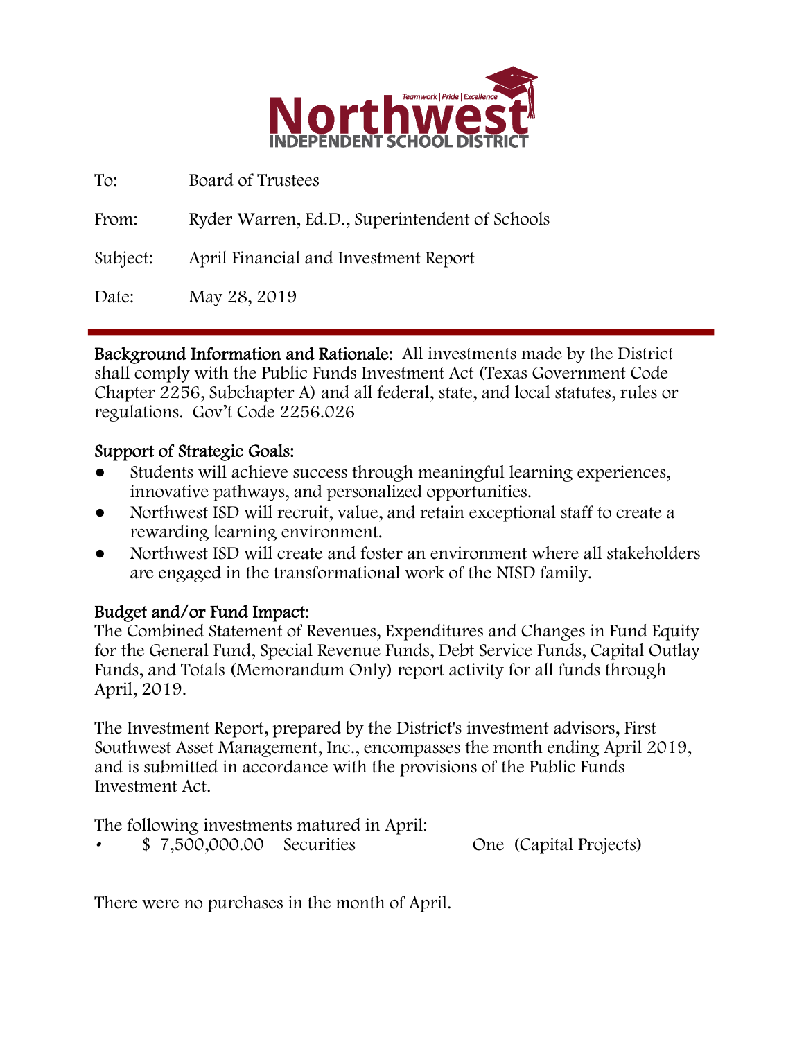# Northwest Independent School District

Teamwork | Pride | Excellence

| | |
|---|---|
| To: | Board of Trustees |
| From: | Ryder Warren, Ed.D., Superintendent of Schools |
| Subject: | April Financial and Investment Report |
| Date: | May 28, 2019 |

---

**Background Information and Rationale:** All investments made by the District shall comply with the Public Funds Investment Act (Texas Government Code Chapter 2256, Subchapter A) and all federal, state, and local statutes, rules or regulations. Gov't Code 2256.026

**Support of Strategic Goals:**

- Students will achieve success through meaningful learning experiences, innovative pathways, and personalized opportunities.
- Northwest ISD will recruit, value, and retain exceptional staff to create a rewarding learning environment.
- Northwest ISD will create and foster an environment where all stakeholders are engaged in the transformational work of the NISD family.

**Budget and/or Fund Impact:**

The Combined Statement of Revenues, Expenditures and Changes in Fund Equity for the General Fund, Special Revenue Funds, Debt Service Funds, Capital Outlay Funds, and Totals (Memorandum Only) report activity for all funds through April, 2019.

The Investment Report, prepared by the District's investment advisors, First Southwest Asset Management, Inc., encompasses the month ending April 2019, and is submitted in accordance with the provisions of the Public Funds Investment Act.

The following investments matured in April:

- $ 7,500,000.00 Securities One (Capital Projects)

There were no purchases in the month of April.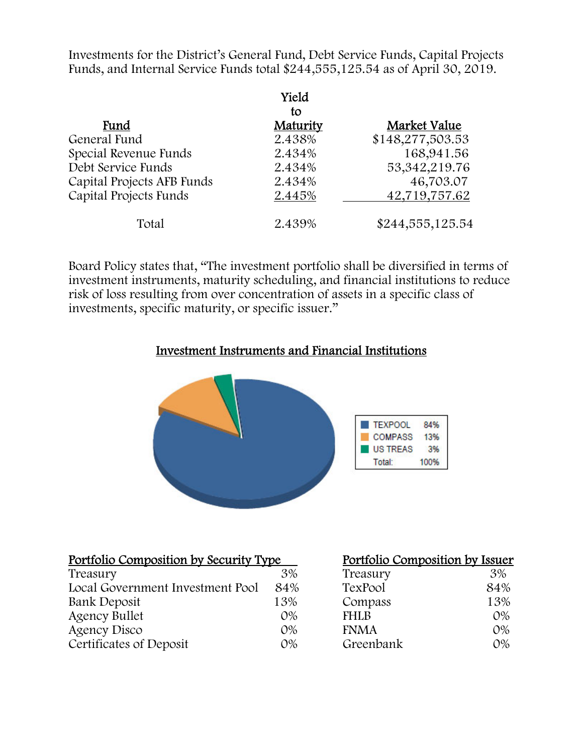Investments for the District's General Fund, Debt Service Funds, Capital Projects Funds, and Internal Service Funds total $244,555,125.54 as of April 30, 2019.

| Fund | Yield to Maturity | Market Value |
|---|---|---|
| General Fund | 2.438% | $148,277,503.53 |
| Special Revenue Funds | 2.434% | 168,941.56 |
| Debt Service Funds | 2.434% | 53,342,219.76 |
| Capital Projects AFB Funds | 2.434% | 46,703.07 |
| Capital Projects Funds | 2.445% | 42,719,757.62 |
| Total | 2.439% | $244,555,125.54 |

Board Policy states that, "The investment portfolio shall be diversified in terms of investment instruments, maturity scheduling, and financial institutions to reduce risk of loss resulting from over concentration of assets in a specific class of investments, specific maturity, or specific issuer."

## Investment Instruments and Financial Institutions

| | |
|---|---|
| TEXPOOL | 84% |
| COMPASS | 13% |
| US TREAS | 3% |
| Total: | 100% |

| Portfolio Composition by Security Type | |
|---|---|
| Treasury | 3% |
| Local Government Investment Pool | 84% |
| Bank Deposit | 13% |
| Agency Bullet | 0% |
| Agency Disco | 0% |
| Certificates of Deposit | 0% |

| Portfolio Composition by Issuer | |
|---|---|
| Treasury | 3% |
| TexPool | 84% |
| Compass | 13% |
| FHLB | 0% |
| FNMA | 0% |
| Greenbank | 0% |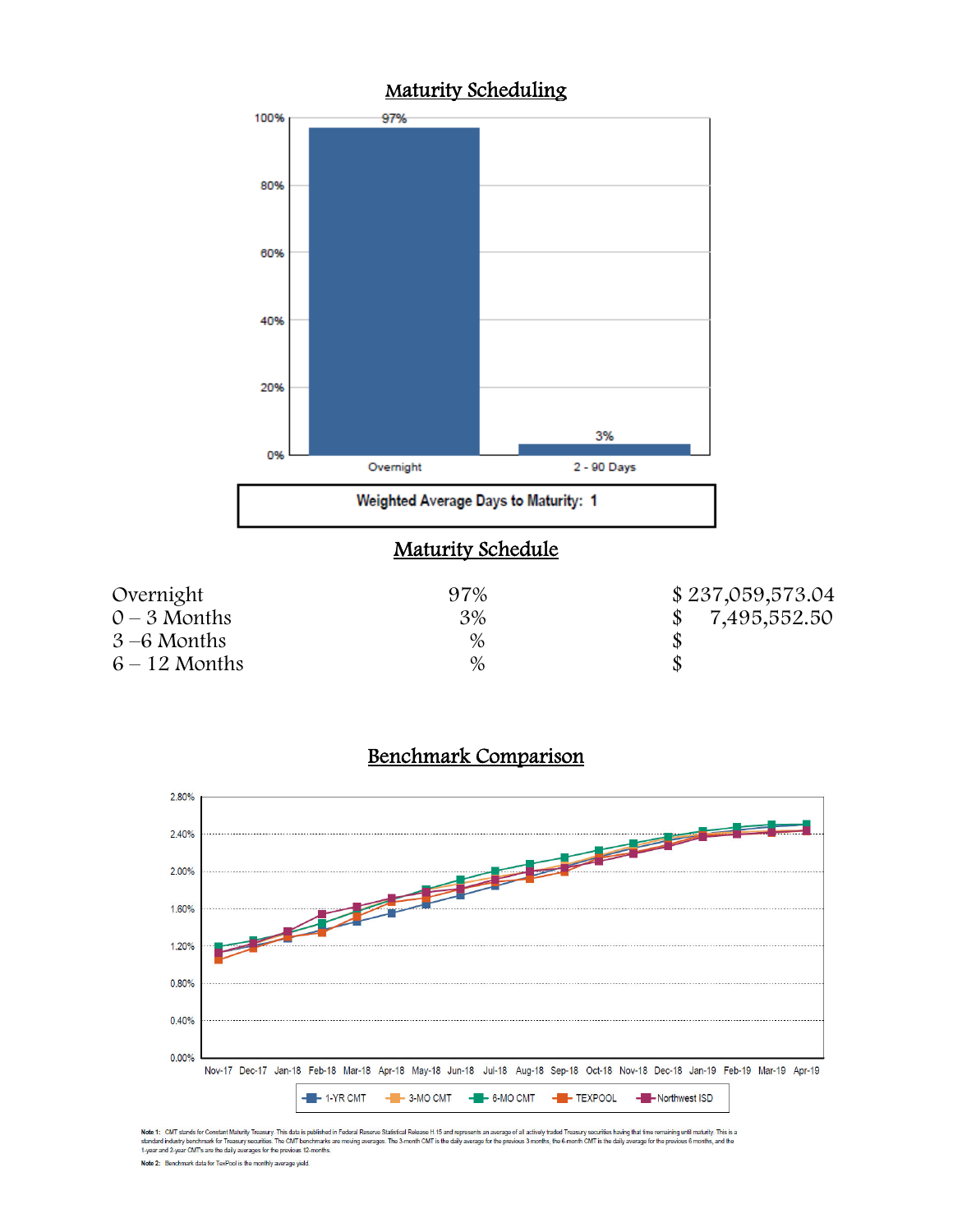## Maturity Scheduling

Weighted Average Days to Maturity: 1

## Maturity Schedule

| | | |
|---|---|---|
| Overnight | 97% | $ 237,059,573.04 |
| 0 – 3 Months | 3% | $ 7,495,552.50 |
| 3 –6 Months | % | $ |
| 6 – 12 Months | % | $ |

## Benchmark Comparison

**Note 1:** CMT stands for Constant Maturity Treasury. This data is published in Federal Reserve Statistical Release H.15 and represents an average of all actively traded Treasury securities having that time remaining until maturity. This is a standard industry benchmark for Treasury securities. The CMT benchmarks are moving averages. The 3-month CMT is the daily average for the previous 3 months, the 6-month CMT is the daily average for the previous 6 months, and the 1-year and 2-year CMT's are the daily averages for the previous 12-months.

**Note 2:** Benchmark data for TexPool is the monthly average yield.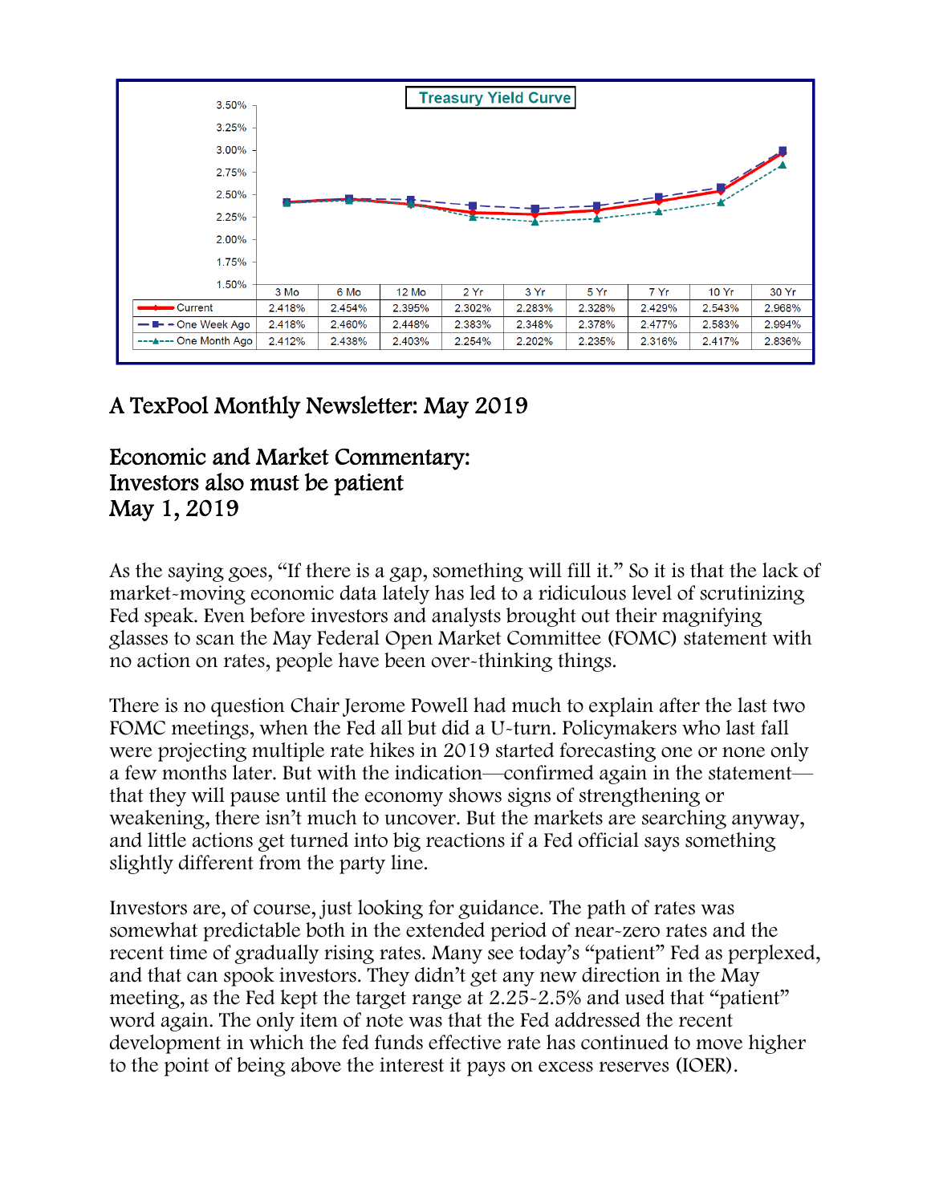**Treasury Yield Curve**

| | 3 Mo | 6 Mo | 12 Mo | 2 Yr | 3 Yr | 5 Yr | 7 Yr | 10 Yr | 30 Yr |
|---|---|---|---|---|---|---|---|---|---|
| Current | 2.418% | 2.454% | 2.395% | 2.302% | 2.283% | 2.328% | 2.429% | 2.543% | 2.968% |
| One Week Ago | 2.418% | 2.460% | 2.448% | 2.383% | 2.348% | 2.378% | 2.477% | 2.583% | 2.994% |
| One Month Ago | 2.412% | 2.438% | 2.403% | 2.254% | 2.202% | 2.235% | 2.316% | 2.417% | 2.836% |

# A TexPool Monthly Newsletter: May 2019

## Economic and Market Commentary: Investors also must be patient May 1, 2019

As the saying goes, "If there is a gap, something will fill it." So it is that the lack of market-moving economic data lately has led to a ridiculous level of scrutinizing Fed speak. Even before investors and analysts brought out their magnifying glasses to scan the May Federal Open Market Committee (FOMC) statement with no action on rates, people have been over-thinking things.

There is no question Chair Jerome Powell had much to explain after the last two FOMC meetings, when the Fed all but did a U-turn. Policymakers who last fall were projecting multiple rate hikes in 2019 started forecasting one or none only a few months later. But with the indication—confirmed again in the statement—that they will pause until the economy shows signs of strengthening or weakening, there isn't much to uncover. But the markets are searching anyway, and little actions get turned into big reactions if a Fed official says something slightly different from the party line.

Investors are, of course, just looking for guidance. The path of rates was somewhat predictable both in the extended period of near-zero rates and the recent time of gradually rising rates. Many see today's "patient" Fed as perplexed, and that can spook investors. They didn't get any new direction in the May meeting, as the Fed kept the target range at 2.25-2.5% and used that "patient" word again. The only item of note was that the Fed addressed the recent development in which the fed funds effective rate has continued to move higher to the point of being above the interest it pays on excess reserves (IOER).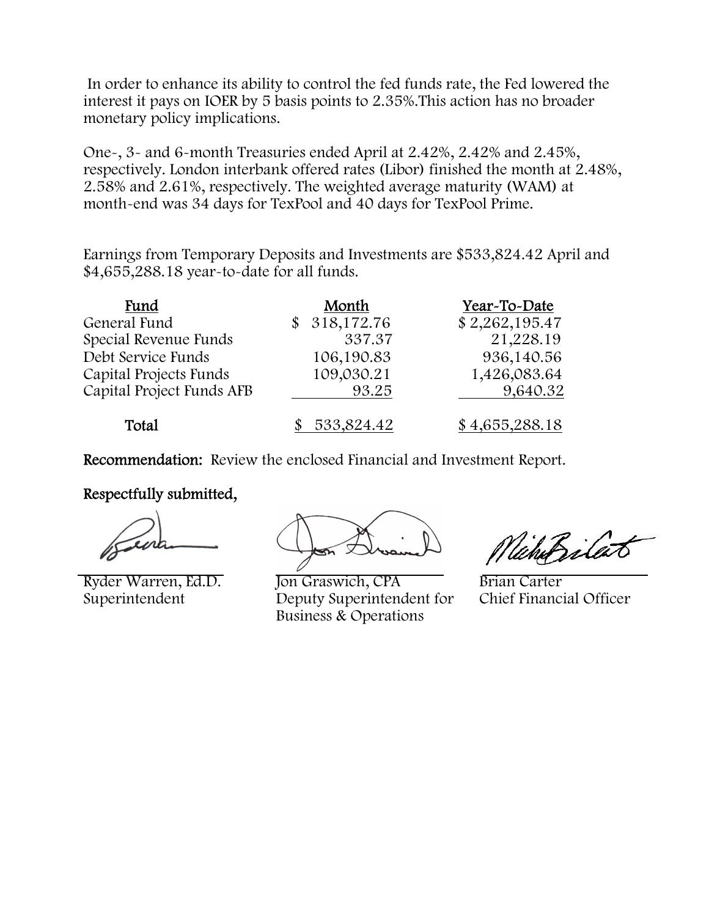In order to enhance its ability to control the fed funds rate, the Fed lowered the interest it pays on IOER by 5 basis points to 2.35%.This action has no broader monetary policy implications.

One-, 3- and 6-month Treasuries ended April at 2.42%, 2.42% and 2.45%, respectively. London interbank offered rates (Libor) finished the month at 2.48%, 2.58% and 2.61%, respectively. The weighted average maturity (WAM) at month-end was 34 days for TexPool and 40 days for TexPool Prime.

Earnings from Temporary Deposits and Investments are $533,824.42 April and $4,655,288.18 year-to-date for all funds.

| Fund | Month | Year-To-Date |
|---|---|---|
| General Fund | $ 318,172.76 | $ 2,262,195.47 |
| Special Revenue Funds | 337.37 | 21,228.19 |
| Debt Service Funds | 106,190.83 | 936,140.56 |
| Capital Projects Funds | 109,030.21 | 1,426,083.64 |
| Capital Project Funds AFB | 93.25 | 9,640.32 |
| **Total** | $ 533,824.42 | $ 4,655,288.18 |

**Recommendation:** Review the enclosed Financial and Investment Report.

**Respectfully submitted,**

Ryder Warren, Ed.D.
Superintendent

Jon Graswich, CPA
Deputy Superintendent for Business & Operations

Brian Carter
Chief Financial Officer